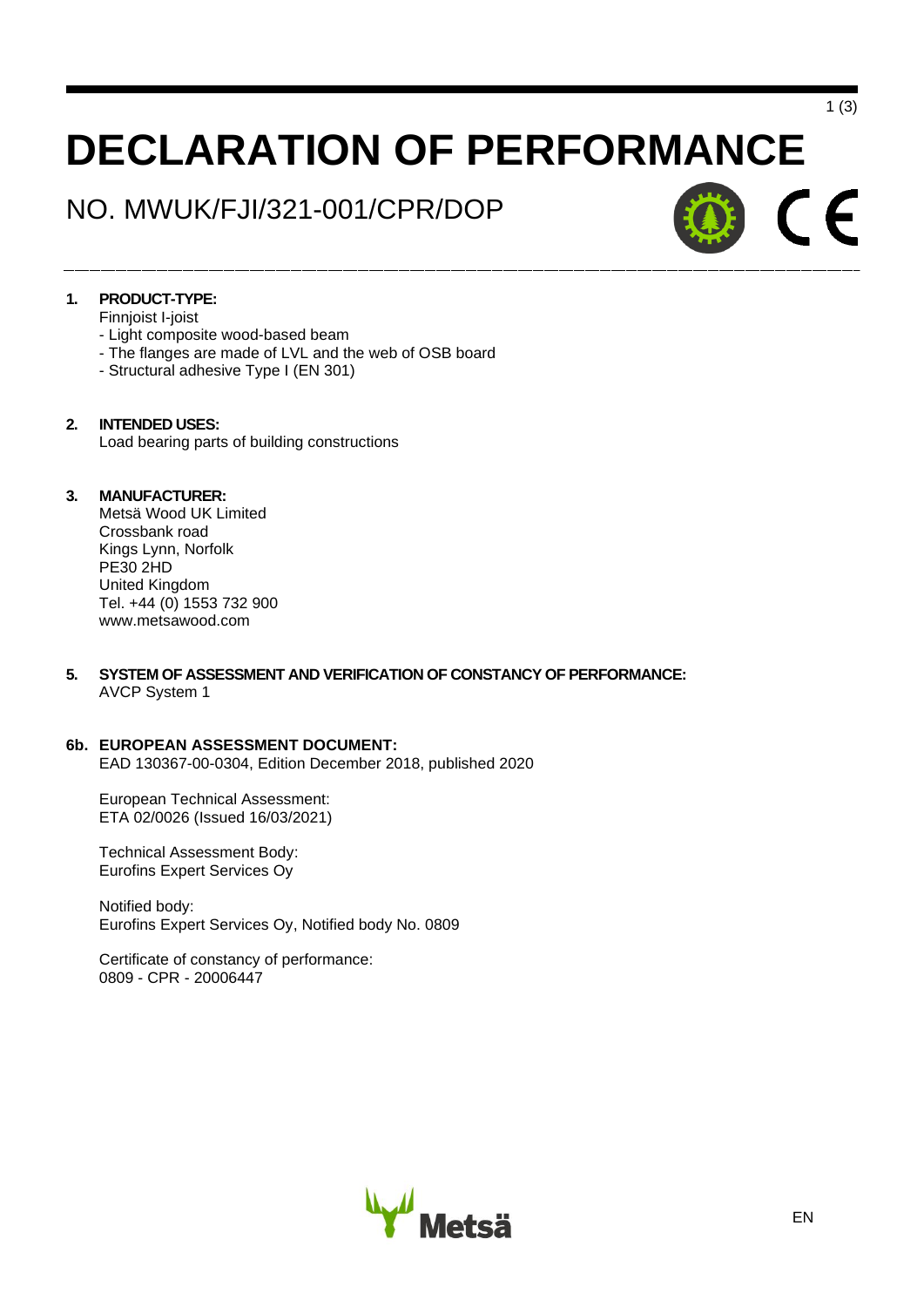# DECLARATION OF PERFORMANCE

## NO. MWUK/FJI/321-001/CPR/DOP

**1. PRODUCT-TYPE:**

Finnjoist I-joist
- Light composite wood-based beam
- The flanges are made of LVL and the web of OSB board
- Structural adhesive Type I (EN 301)

**2. INTENDED USES:**

Load bearing parts of building constructions

**3. MANUFACTURER:**

Metsä Wood UK Limited
Crossbank road
Kings Lynn, Norfolk
PE30 2HD
United Kingdom
Tel. +44 (0) 1553 732 900
www.metsawood.com

**5. SYSTEM OF ASSESSMENT AND VERIFICATION OF CONSTANCY OF PERFORMANCE:**

AVCP System 1

**6b. EUROPEAN ASSESSMENT DOCUMENT:**

EAD 130367-00-0304, Edition December 2018, published 2020

European Technical Assessment:
ETA 02/0026 (Issued 16/03/2021)

Technical Assessment Body:
Eurofins Expert Services Oy

Notified body:
Eurofins Expert Services Oy, Notified body No. 0809

Certificate of constancy of performance:
0809 - CPR - 20006447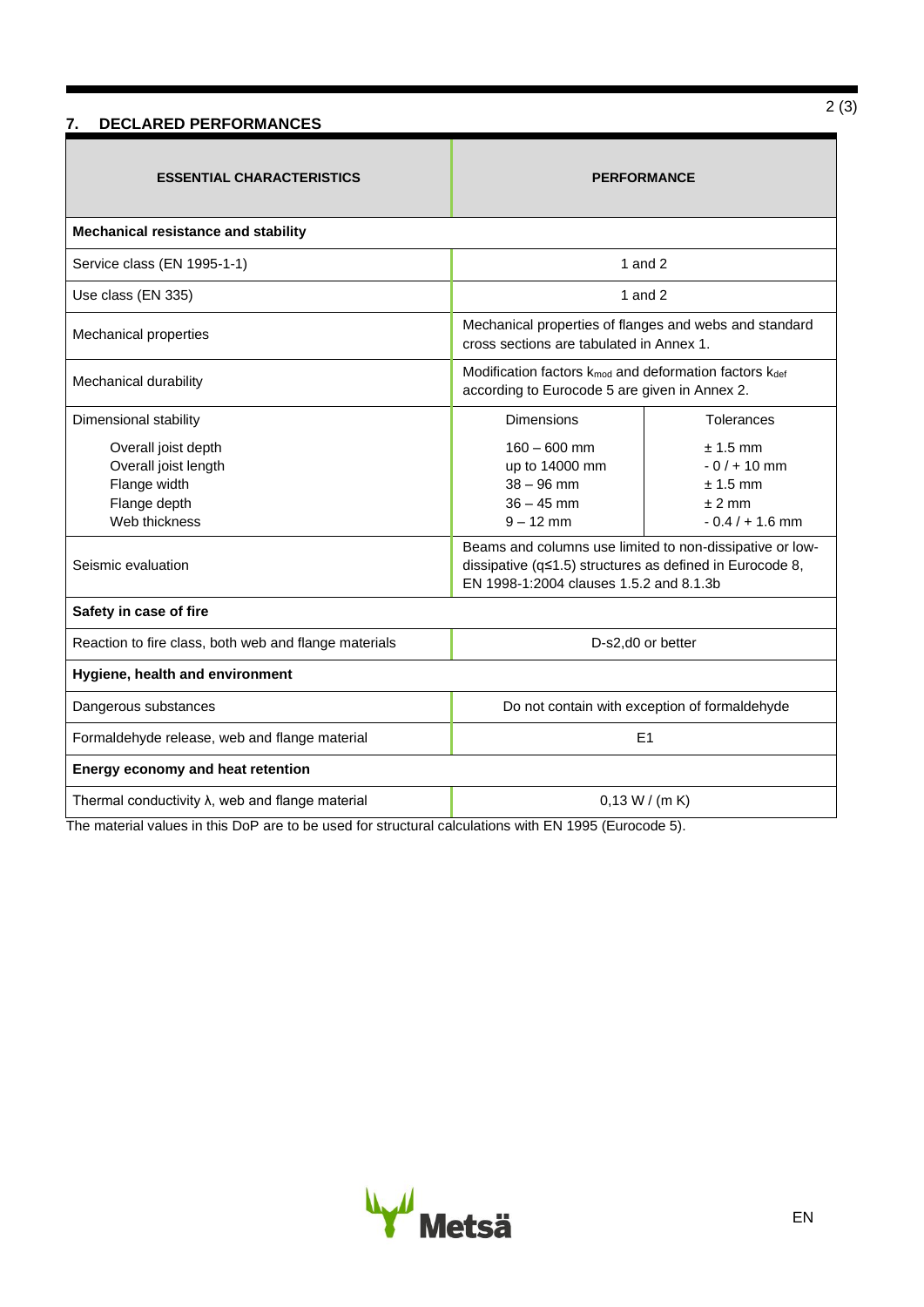## 7. DECLARED PERFORMANCES

| ESSENTIAL CHARACTERISTICS | PERFORMANCE | |
|---|---|---|
| **Mechanical resistance and stability** | | |
| Service class (EN 1995-1-1) | 1 and 2 | |
| Use class (EN 335) | 1 and 2 | |
| Mechanical properties | Mechanical properties of flanges and webs and standard cross sections are tabulated in Annex 1. | |
| Mechanical durability | Modification factors $k_{mod}$ and deformation factors $k_{def}$ according to Eurocode 5 are given in Annex 2. | |
| Dimensional stability | Dimensions | Tolerances |
| Overall joist depth | 160 – 600 mm | ± 1.5 mm |
| Overall joist length | up to 14000 mm | - 0 / + 10 mm |
| Flange width | 38 – 96 mm | ± 1.5 mm |
| Flange depth | 36 – 45 mm | ± 2 mm |
| Web thickness | 9 – 12 mm | - 0.4 / + 1.6 mm |
| Seismic evaluation | Beams and columns use limited to non-dissipative or low-dissipative (q≤1.5) structures as defined in Eurocode 8, EN 1998-1:2004 clauses 1.5.2 and 8.1.3b | |
| **Safety in case of fire** | | |
| Reaction to fire class, both web and flange materials | D-s2,d0 or better | |
| **Hygiene, health and environment** | | |
| Dangerous substances | Do not contain with exception of formaldehyde | |
| Formaldehyde release, web and flange material | E1 | |
| **Energy economy and heat retention** | | |
| Thermal conductivity λ, web and flange material | 0,13 W / (m K) | |

The material values in this DoP are to be used for structural calculations with EN 1995 (Eurocode 5).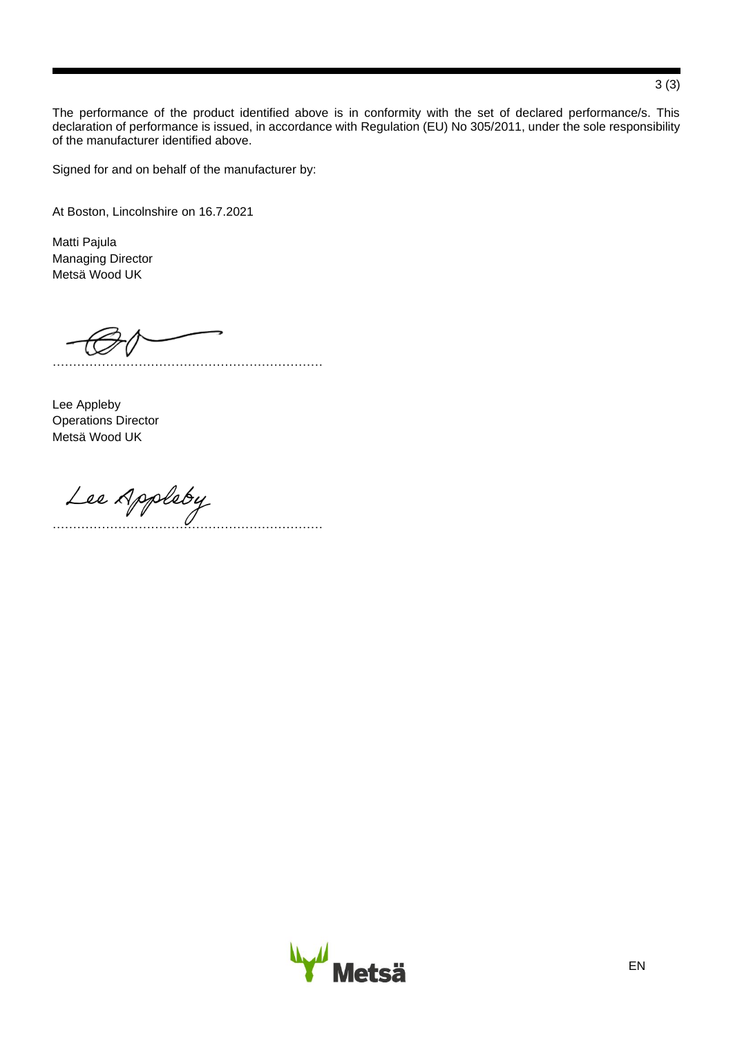The performance of the product identified above is in conformity with the set of declared performance/s. This declaration of performance is issued, in accordance with Regulation (EU) No 305/2011, under the sole responsibility of the manufacturer identified above.

Signed for and on behalf of the manufacturer by:

At Boston, Lincolnshire on 16.7.2021

Matti Pajula  
Managing Director  
Metsä Wood UK

…………………………………………………………

Lee Appleby  
Operations Director  
Metsä Wood UK

…………………………………………………………

EN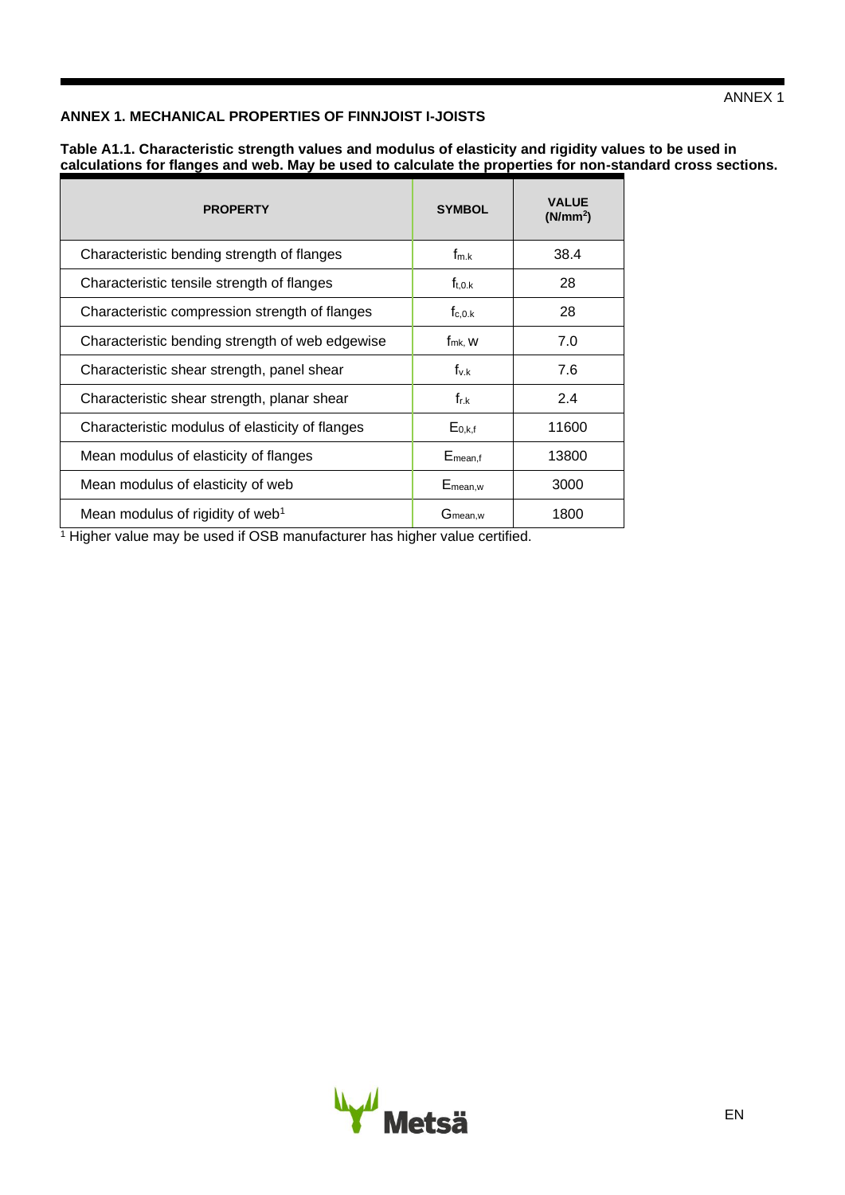## ANNEX 1. MECHANICAL PROPERTIES OF FINNJOIST I-JOISTS

**Table A1.1. Characteristic strength values and modulus of elasticity and rigidity values to be used in calculations for flanges and web. May be used to calculate the properties for non-standard cross sections.**

| PROPERTY | SYMBOL | VALUE (N/mm²) |
|---|---|---|
| Characteristic bending strength of flanges | $f_{m.k}$ | 38.4 |
| Characteristic tensile strength of flanges | $f_{t,0.k}$ | 28 |
| Characteristic compression strength of flanges | $f_{c,0.k}$ | 28 |
| Characteristic bending strength of web edgewise | $f_{mk,}$ W | 7.0 |
| Characteristic shear strength, panel shear | $f_{v.k}$ | 7.6 |
| Characteristic shear strength, planar shear | $f_{r.k}$ | 2.4 |
| Characteristic modulus of elasticity of flanges | $E_{0,k,f}$ | 11600 |
| Mean modulus of elasticity of flanges | $E_{mean,f}$ | 13800 |
| Mean modulus of elasticity of web | $E_{mean,w}$ | 3000 |
| Mean modulus of rigidity of web[1] | $G_{mean,w}$ | 1800 |

[1] Higher value may be used if OSB manufacturer has higher value certified.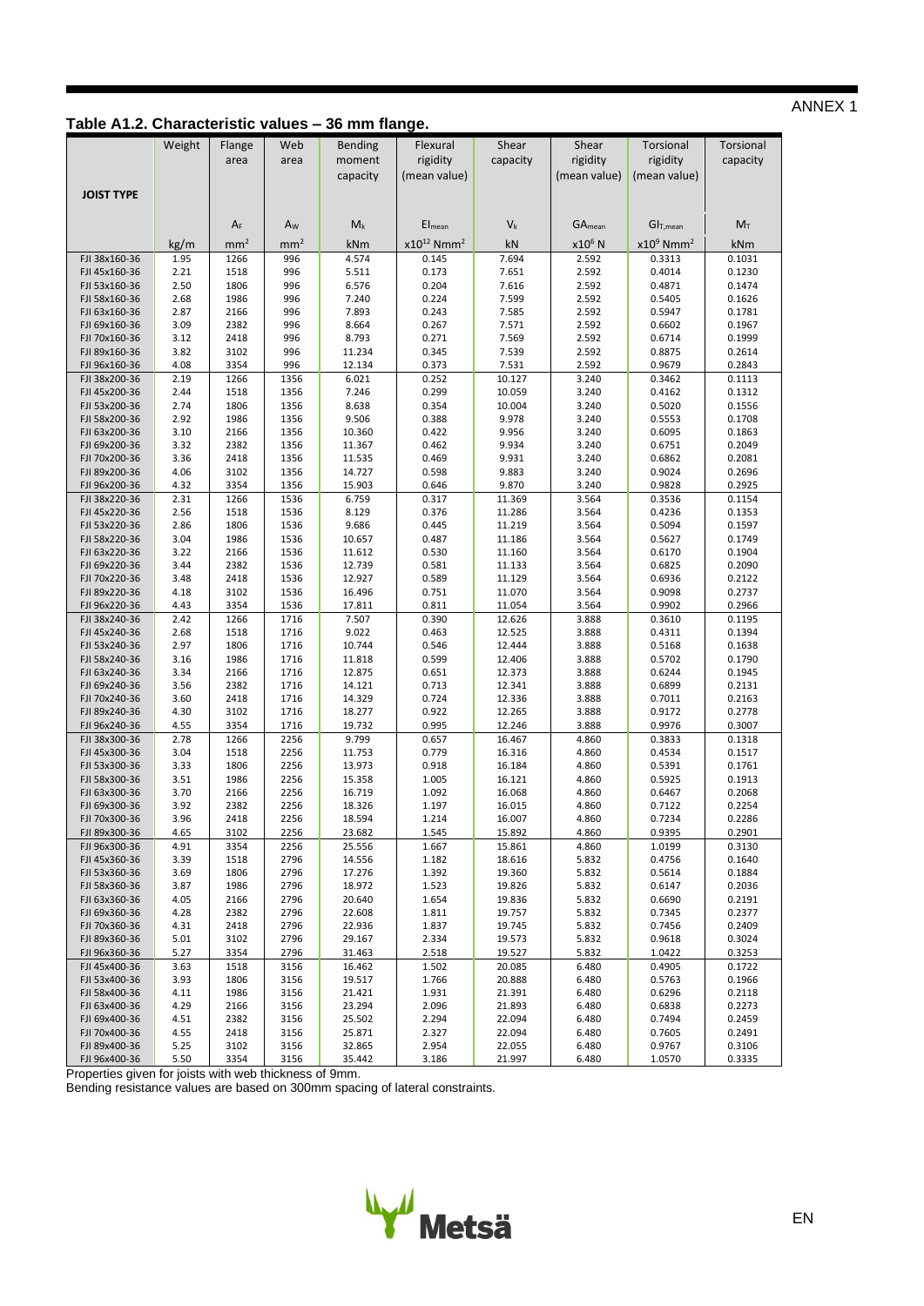ANNEX 1

## Table A1.2. Characteristic values – 36 mm flange.

| JOIST TYPE | Weight | Flange area | Web area | Bending moment capacity | Flexural rigidity (mean value) | Shear capacity | Shear rigidity (mean value) | Torsional rigidity (mean value) | Torsional capacity |
|---|---|---|---|---|---|---|---|---|---|
| | | $A_F$ | $A_W$ | $M_k$ | $EI_{mean}$ | $V_k$ | $GA_{mean}$ | $GI_{T,mean}$ | $M_T$ |
| | kg/m | $mm^2$ | $mm^2$ | kNm | $x10^{12}$ $Nmm^2$ | kN | $x10^6$ N | $x10^9$ $Nmm^2$ | kNm |
| FJI 38x160-36 | 1.95 | 1266 | 996 | 4.574 | 0.145 | 7.694 | 2.592 | 0.3313 | 0.1031 |
| FJI 45x160-36 | 2.21 | 1518 | 996 | 5.511 | 0.173 | 7.651 | 2.592 | 0.4014 | 0.1230 |
| FJI 53x160-36 | 2.50 | 1806 | 996 | 6.576 | 0.204 | 7.616 | 2.592 | 0.4871 | 0.1474 |
| FJI 58x160-36 | 2.68 | 1986 | 996 | 7.240 | 0.224 | 7.599 | 2.592 | 0.5405 | 0.1626 |
| FJI 63x160-36 | 2.87 | 2166 | 996 | 7.893 | 0.243 | 7.585 | 2.592 | 0.5947 | 0.1781 |
| FJI 69x160-36 | 3.09 | 2382 | 996 | 8.664 | 0.267 | 7.571 | 2.592 | 0.6602 | 0.1967 |
| FJI 70x160-36 | 3.12 | 2418 | 996 | 8.793 | 0.271 | 7.569 | 2.592 | 0.6714 | 0.1999 |
| FJI 89x160-36 | 3.82 | 3102 | 996 | 11.234 | 0.345 | 7.539 | 2.592 | 0.8875 | 0.2614 |
| FJI 96x160-36 | 4.08 | 3354 | 996 | 12.134 | 0.373 | 7.531 | 2.592 | 0.9679 | 0.2843 |
| FJI 38x200-36 | 2.19 | 1266 | 1356 | 6.021 | 0.252 | 10.127 | 3.240 | 0.3462 | 0.1113 |
| FJI 45x200-36 | 2.44 | 1518 | 1356 | 7.246 | 0.299 | 10.059 | 3.240 | 0.4162 | 0.1312 |
| FJI 53x200-36 | 2.74 | 1806 | 1356 | 8.638 | 0.354 | 10.004 | 3.240 | 0.5020 | 0.1556 |
| FJI 58x200-36 | 2.92 | 1986 | 1356 | 9.506 | 0.388 | 9.978 | 3.240 | 0.5553 | 0.1708 |
| FJI 63x200-36 | 3.10 | 2166 | 1356 | 10.360 | 0.422 | 9.956 | 3.240 | 0.6095 | 0.1863 |
| FJI 69x200-36 | 3.32 | 2382 | 1356 | 11.367 | 0.462 | 9.934 | 3.240 | 0.6751 | 0.2049 |
| FJI 70x200-36 | 3.36 | 2418 | 1356 | 11.535 | 0.469 | 9.931 | 3.240 | 0.6862 | 0.2081 |
| FJI 89x200-36 | 4.06 | 3102 | 1356 | 14.727 | 0.598 | 9.883 | 3.240 | 0.9024 | 0.2696 |
| FJI 96x200-36 | 4.32 | 3354 | 1356 | 15.903 | 0.646 | 9.870 | 3.240 | 0.9828 | 0.2925 |
| FJI 38x220-36 | 2.31 | 1266 | 1536 | 6.759 | 0.317 | 11.369 | 3.564 | 0.3536 | 0.1154 |
| FJI 45x220-36 | 2.56 | 1518 | 1536 | 8.129 | 0.376 | 11.286 | 3.564 | 0.4236 | 0.1353 |
| FJI 53x220-36 | 2.86 | 1806 | 1536 | 9.686 | 0.445 | 11.219 | 3.564 | 0.5094 | 0.1597 |
| FJI 58x220-36 | 3.04 | 1986 | 1536 | 10.657 | 0.487 | 11.186 | 3.564 | 0.5627 | 0.1749 |
| FJI 63x220-36 | 3.22 | 2166 | 1536 | 11.612 | 0.530 | 11.160 | 3.564 | 0.6170 | 0.1904 |
| FJI 69x220-36 | 3.44 | 2382 | 1536 | 12.739 | 0.581 | 11.133 | 3.564 | 0.6825 | 0.2090 |
| FJI 70x220-36 | 3.48 | 2418 | 1536 | 12.927 | 0.589 | 11.129 | 3.564 | 0.6936 | 0.2122 |
| FJI 89x220-36 | 4.18 | 3102 | 1536 | 16.496 | 0.751 | 11.070 | 3.564 | 0.9098 | 0.2737 |
| FJI 96x220-36 | 4.43 | 3354 | 1536 | 17.811 | 0.811 | 11.054 | 3.564 | 0.9902 | 0.2966 |
| FJI 38x240-36 | 2.42 | 1266 | 1716 | 7.507 | 0.390 | 12.626 | 3.888 | 0.3610 | 0.1195 |
| FJI 45x240-36 | 2.68 | 1518 | 1716 | 9.022 | 0.463 | 12.525 | 3.888 | 0.4311 | 0.1394 |
| FJI 53x240-36 | 2.97 | 1806 | 1716 | 10.744 | 0.546 | 12.444 | 3.888 | 0.5168 | 0.1638 |
| FJI 58x240-36 | 3.16 | 1986 | 1716 | 11.818 | 0.599 | 12.406 | 3.888 | 0.5702 | 0.1790 |
| FJI 63x240-36 | 3.34 | 2166 | 1716 | 12.875 | 0.651 | 12.373 | 3.888 | 0.6244 | 0.1945 |
| FJI 69x240-36 | 3.56 | 2382 | 1716 | 14.121 | 0.713 | 12.341 | 3.888 | 0.6899 | 0.2131 |
| FJI 70x240-36 | 3.60 | 2418 | 1716 | 14.329 | 0.724 | 12.336 | 3.888 | 0.7011 | 0.2163 |
| FJI 89x240-36 | 4.30 | 3102 | 1716 | 18.277 | 0.922 | 12.265 | 3.888 | 0.9172 | 0.2778 |
| FJI 96x240-36 | 4.55 | 3354 | 1716 | 19.732 | 0.995 | 12.246 | 3.888 | 0.9976 | 0.3007 |
| FJI 38x300-36 | 2.78 | 1266 | 2256 | 9.799 | 0.657 | 16.467 | 4.860 | 0.3833 | 0.1318 |
| FJI 45x300-36 | 3.04 | 1518 | 2256 | 11.753 | 0.779 | 16.316 | 4.860 | 0.4534 | 0.1517 |
| FJI 53x300-36 | 3.33 | 1806 | 2256 | 13.973 | 0.918 | 16.184 | 4.860 | 0.5391 | 0.1761 |
| FJI 58x300-36 | 3.51 | 1986 | 2256 | 15.358 | 1.005 | 16.121 | 4.860 | 0.5925 | 0.1913 |
| FJI 63x300-36 | 3.70 | 2166 | 2256 | 16.719 | 1.092 | 16.068 | 4.860 | 0.6467 | 0.2068 |
| FJI 69x300-36 | 3.92 | 2382 | 2256 | 18.326 | 1.197 | 16.015 | 4.860 | 0.7122 | 0.2254 |
| FJI 70x300-36 | 3.96 | 2418 | 2256 | 18.594 | 1.214 | 16.007 | 4.860 | 0.7234 | 0.2286 |
| FJI 89x300-36 | 4.65 | 3102 | 2256 | 23.682 | 1.545 | 15.892 | 4.860 | 0.9395 | 0.2901 |
| FJI 96x300-36 | 4.91 | 3354 | 2256 | 25.556 | 1.667 | 15.861 | 4.860 | 1.0199 | 0.3130 |
| FJI 45x360-36 | 3.39 | 1518 | 2796 | 14.556 | 1.182 | 18.616 | 5.832 | 0.4756 | 0.1640 |
| FJI 53x360-36 | 3.69 | 1806 | 2796 | 17.276 | 1.392 | 19.360 | 5.832 | 0.5614 | 0.1884 |
| FJI 58x360-36 | 3.87 | 1986 | 2796 | 18.972 | 1.523 | 19.826 | 5.832 | 0.6147 | 0.2036 |
| FJI 63x360-36 | 4.05 | 2166 | 2796 | 20.640 | 1.654 | 19.836 | 5.832 | 0.6690 | 0.2191 |
| FJI 69x360-36 | 4.28 | 2382 | 2796 | 22.608 | 1.811 | 19.757 | 5.832 | 0.7345 | 0.2377 |
| FJI 70x360-36 | 4.31 | 2418 | 2796 | 22.936 | 1.837 | 19.745 | 5.832 | 0.7456 | 0.2409 |
| FJI 89x360-36 | 5.01 | 3102 | 2796 | 29.167 | 2.334 | 19.573 | 5.832 | 0.9618 | 0.3024 |
| FJI 96x360-36 | 5.27 | 3354 | 2796 | 31.463 | 2.518 | 19.527 | 5.832 | 1.0422 | 0.3253 |
| FJI 45x400-36 | 3.63 | 1518 | 3156 | 16.462 | 1.502 | 20.085 | 6.480 | 0.4905 | 0.1722 |
| FJI 53x400-36 | 3.93 | 1806 | 3156 | 19.517 | 1.766 | 20.888 | 6.480 | 0.5763 | 0.1966 |
| FJI 58x400-36 | 4.11 | 1986 | 3156 | 21.421 | 1.931 | 21.391 | 6.480 | 0.6296 | 0.2118 |
| FJI 63x400-36 | 4.29 | 2166 | 3156 | 23.294 | 2.096 | 21.893 | 6.480 | 0.6838 | 0.2273 |
| FJI 69x400-36 | 4.51 | 2382 | 3156 | 25.502 | 2.294 | 22.094 | 6.480 | 0.7494 | 0.2459 |
| FJI 70x400-36 | 4.55 | 2418 | 3156 | 25.871 | 2.327 | 22.094 | 6.480 | 0.7605 | 0.2491 |
| FJI 89x400-36 | 5.25 | 3102 | 3156 | 32.865 | 2.954 | 22.055 | 6.480 | 0.9767 | 0.3106 |
| FJI 96x400-36 | 5.50 | 3354 | 3156 | 35.442 | 3.186 | 21.997 | 6.480 | 1.0570 | 0.3335 |

Properties given for joists with web thickness of 9mm.

Bending resistance values are based on 300mm spacing of lateral constraints.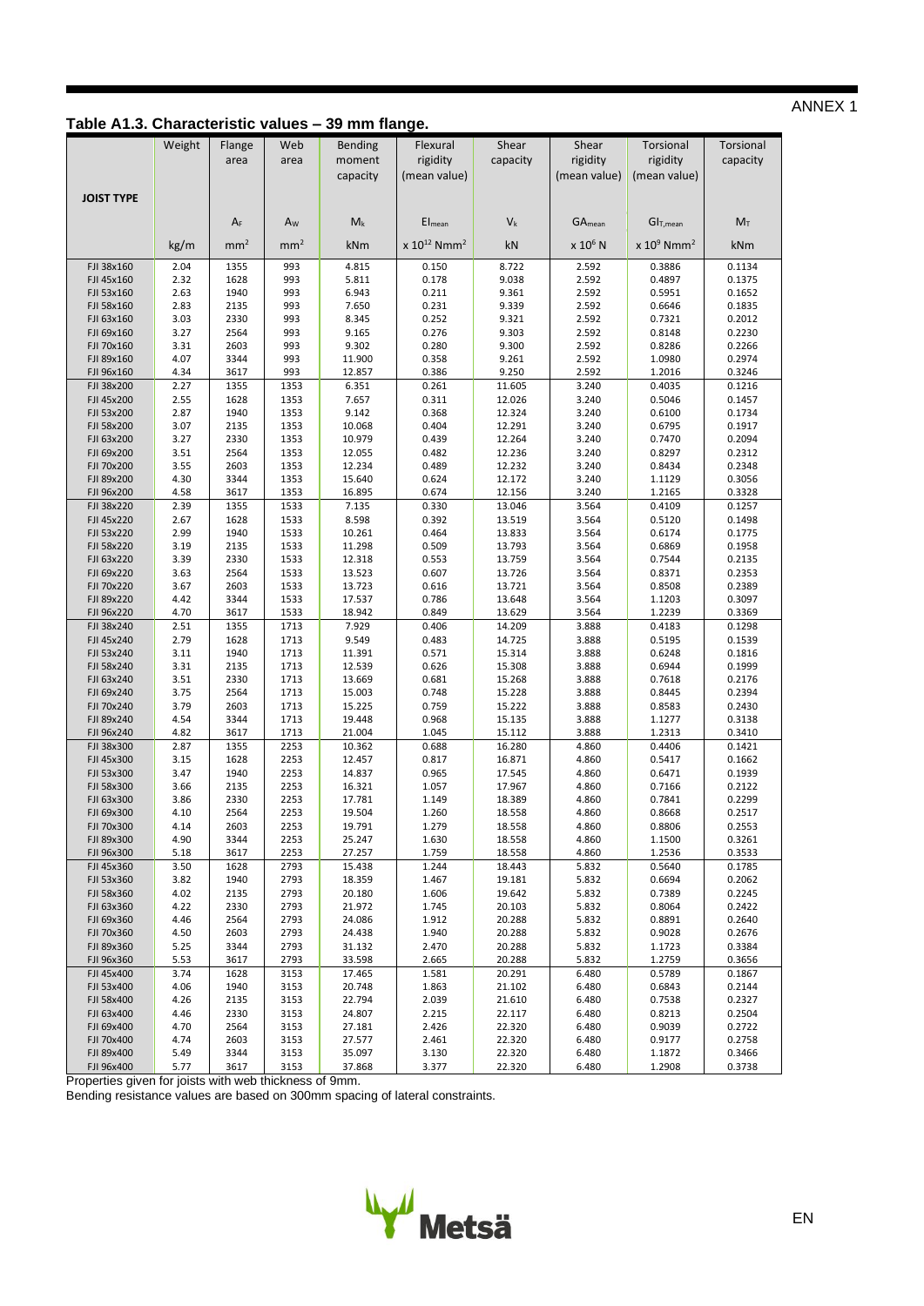ANNEX 1

## Table A1.3. Characteristic values – 39 mm flange.

| JOIST TYPE | Weight | Flange area | Web area | Bending moment capacity | Flexural rigidity (mean value) | Shear capacity | Shear rigidity (mean value) | Torsional rigidity (mean value) | Torsional capacity |
|---|---|---|---|---|---|---|---|---|---|
| | | $A_F$ | $A_W$ | $M_k$ | $EI_{mean}$ | $V_k$ | $GA_{mean}$ | $GI_{T,mean}$ | $M_T$ |
| | kg/m | mm² | mm² | kNm | x $10^{12}$ Nmm² | kN | x $10^6$ N | x $10^9$ Nmm² | kNm |
| FJI 38x160 | 2.04 | 1355 | 993 | 4.815 | 0.150 | 8.722 | 2.592 | 0.3886 | 0.1134 |
| FJI 45x160 | 2.32 | 1628 | 993 | 5.811 | 0.178 | 9.038 | 2.592 | 0.4897 | 0.1375 |
| FJI 53x160 | 2.63 | 1940 | 993 | 6.943 | 0.211 | 9.361 | 2.592 | 0.5951 | 0.1652 |
| FJI 58x160 | 2.83 | 2135 | 993 | 7.650 | 0.231 | 9.339 | 2.592 | 0.6646 | 0.1835 |
| FJI 63x160 | 3.03 | 2330 | 993 | 8.345 | 0.252 | 9.321 | 2.592 | 0.7321 | 0.2012 |
| FJI 69x160 | 3.27 | 2564 | 993 | 9.165 | 0.276 | 9.303 | 2.592 | 0.8148 | 0.2230 |
| FJI 70x160 | 3.31 | 2603 | 993 | 9.302 | 0.280 | 9.300 | 2.592 | 0.8286 | 0.2266 |
| FJI 89x160 | 4.07 | 3344 | 993 | 11.900 | 0.358 | 9.261 | 2.592 | 1.0980 | 0.2974 |
| FJI 96x160 | 4.34 | 3617 | 993 | 12.857 | 0.386 | 9.250 | 2.592 | 1.2016 | 0.3246 |
| FJI 38x200 | 2.27 | 1355 | 1353 | 6.351 | 0.261 | 11.605 | 3.240 | 0.4035 | 0.1216 |
| FJI 45x200 | 2.55 | 1628 | 1353 | 7.657 | 0.311 | 12.026 | 3.240 | 0.5046 | 0.1457 |
| FJI 53x200 | 2.87 | 1940 | 1353 | 9.142 | 0.368 | 12.324 | 3.240 | 0.6100 | 0.1734 |
| FJI 58x200 | 3.07 | 2135 | 1353 | 10.068 | 0.404 | 12.291 | 3.240 | 0.6795 | 0.1917 |
| FJI 63x200 | 3.27 | 2330 | 1353 | 10.979 | 0.439 | 12.264 | 3.240 | 0.7470 | 0.2094 |
| FJI 69x200 | 3.51 | 2564 | 1353 | 12.055 | 0.482 | 12.236 | 3.240 | 0.8297 | 0.2312 |
| FJI 70x200 | 3.55 | 2603 | 1353 | 12.234 | 0.489 | 12.232 | 3.240 | 0.8434 | 0.2348 |
| FJI 89x200 | 4.30 | 3344 | 1353 | 15.640 | 0.624 | 12.172 | 3.240 | 1.1129 | 0.3056 |
| FJI 96x200 | 4.58 | 3617 | 1353 | 16.895 | 0.674 | 12.156 | 3.240 | 1.2165 | 0.3328 |
| FJI 38x220 | 2.39 | 1355 | 1533 | 7.135 | 0.330 | 13.046 | 3.564 | 0.4109 | 0.1257 |
| FJI 45x220 | 2.67 | 1628 | 1533 | 8.598 | 0.392 | 13.519 | 3.564 | 0.5120 | 0.1498 |
| FJI 53x220 | 2.99 | 1940 | 1533 | 10.261 | 0.464 | 13.833 | 3.564 | 0.6174 | 0.1775 |
| FJI 58x220 | 3.19 | 2135 | 1533 | 11.298 | 0.509 | 13.793 | 3.564 | 0.6869 | 0.1958 |
| FJI 63x220 | 3.39 | 2330 | 1533 | 12.318 | 0.553 | 13.759 | 3.564 | 0.7544 | 0.2135 |
| FJI 69x220 | 3.63 | 2564 | 1533 | 13.523 | 0.607 | 13.726 | 3.564 | 0.8371 | 0.2353 |
| FJI 70x220 | 3.67 | 2603 | 1533 | 13.723 | 0.616 | 13.721 | 3.564 | 0.8508 | 0.2389 |
| FJI 89x220 | 4.42 | 3344 | 1533 | 17.537 | 0.786 | 13.648 | 3.564 | 1.1203 | 0.3097 |
| FJI 96x220 | 4.70 | 3617 | 1533 | 18.942 | 0.849 | 13.629 | 3.564 | 1.2239 | 0.3369 |
| FJI 38x240 | 2.51 | 1355 | 1713 | 7.929 | 0.406 | 14.209 | 3.888 | 0.4183 | 0.1298 |
| FJI 45x240 | 2.79 | 1628 | 1713 | 9.549 | 0.483 | 14.725 | 3.888 | 0.5195 | 0.1539 |
| FJI 53x240 | 3.11 | 1940 | 1713 | 11.391 | 0.571 | 15.314 | 3.888 | 0.6248 | 0.1816 |
| FJI 58x240 | 3.31 | 2135 | 1713 | 12.539 | 0.626 | 15.308 | 3.888 | 0.6944 | 0.1999 |
| FJI 63x240 | 3.51 | 2330 | 1713 | 13.669 | 0.681 | 15.268 | 3.888 | 0.7618 | 0.2176 |
| FJI 69x240 | 3.75 | 2564 | 1713 | 15.003 | 0.748 | 15.228 | 3.888 | 0.8445 | 0.2394 |
| FJI 70x240 | 3.79 | 2603 | 1713 | 15.225 | 0.759 | 15.222 | 3.888 | 0.8583 | 0.2430 |
| FJI 89x240 | 4.54 | 3344 | 1713 | 19.448 | 0.968 | 15.135 | 3.888 | 1.1277 | 0.3138 |
| FJI 96x240 | 4.82 | 3617 | 1713 | 21.004 | 1.045 | 15.112 | 3.888 | 1.2313 | 0.3410 |
| FJI 38x300 | 2.87 | 1355 | 2253 | 10.362 | 0.688 | 16.280 | 4.860 | 0.4406 | 0.1421 |
| FJI 45x300 | 3.15 | 1628 | 2253 | 12.457 | 0.817 | 16.871 | 4.860 | 0.5417 | 0.1662 |
| FJI 53x300 | 3.47 | 1940 | 2253 | 14.837 | 0.965 | 17.545 | 4.860 | 0.6471 | 0.1939 |
| FJI 58x300 | 3.66 | 2135 | 2253 | 16.321 | 1.057 | 17.967 | 4.860 | 0.7166 | 0.2122 |
| FJI 63x300 | 3.86 | 2330 | 2253 | 17.781 | 1.149 | 18.389 | 4.860 | 0.7841 | 0.2299 |
| FJI 69x300 | 4.10 | 2564 | 2253 | 19.504 | 1.260 | 18.558 | 4.860 | 0.8668 | 0.2517 |
| FJI 70x300 | 4.14 | 2603 | 2253 | 19.791 | 1.279 | 18.558 | 4.860 | 0.8806 | 0.2553 |
| FJI 89x300 | 4.90 | 3344 | 2253 | 25.247 | 1.630 | 18.558 | 4.860 | 1.1500 | 0.3261 |
| FJI 96x300 | 5.18 | 3617 | 2253 | 27.257 | 1.759 | 18.558 | 4.860 | 1.2536 | 0.3533 |
| FJI 45x360 | 3.50 | 1628 | 2793 | 15.438 | 1.244 | 18.443 | 5.832 | 0.5640 | 0.1785 |
| FJI 53x360 | 3.82 | 1940 | 2793 | 18.359 | 1.467 | 19.181 | 5.832 | 0.6694 | 0.2062 |
| FJI 58x360 | 4.02 | 2135 | 2793 | 20.180 | 1.606 | 19.642 | 5.832 | 0.7389 | 0.2245 |
| FJI 63x360 | 4.22 | 2330 | 2793 | 21.972 | 1.745 | 20.103 | 5.832 | 0.8064 | 0.2422 |
| FJI 69x360 | 4.46 | 2564 | 2793 | 24.086 | 1.912 | 20.288 | 5.832 | 0.8891 | 0.2640 |
| FJI 70x360 | 4.50 | 2603 | 2793 | 24.438 | 1.940 | 20.288 | 5.832 | 0.9028 | 0.2676 |
| FJI 89x360 | 5.25 | 3344 | 2793 | 31.132 | 2.470 | 20.288 | 5.832 | 1.1723 | 0.3384 |
| FJI 96x360 | 5.53 | 3617 | 2793 | 33.598 | 2.665 | 20.288 | 5.832 | 1.2759 | 0.3656 |
| FJI 45x400 | 3.74 | 1628 | 3153 | 17.465 | 1.581 | 20.291 | 6.480 | 0.5789 | 0.1867 |
| FJI 53x400 | 4.06 | 1940 | 3153 | 20.748 | 1.863 | 21.102 | 6.480 | 0.6843 | 0.2144 |
| FJI 58x400 | 4.26 | 2135 | 3153 | 22.794 | 2.039 | 21.610 | 6.480 | 0.7538 | 0.2327 |
| FJI 63x400 | 4.46 | 2330 | 3153 | 24.807 | 2.215 | 22.117 | 6.480 | 0.8213 | 0.2504 |
| FJI 69x400 | 4.70 | 2564 | 3153 | 27.181 | 2.426 | 22.320 | 6.480 | 0.9039 | 0.2722 |
| FJI 70x400 | 4.74 | 2603 | 3153 | 27.577 | 2.461 | 22.320 | 6.480 | 0.9177 | 0.2758 |
| FJI 89x400 | 5.49 | 3344 | 3153 | 35.097 | 3.130 | 22.320 | 6.480 | 1.1872 | 0.3466 |
| FJI 96x400 | 5.77 | 3617 | 3153 | 37.868 | 3.377 | 22.320 | 6.480 | 1.2908 | 0.3738 |

Properties given for joists with web thickness of 9mm.

Bending resistance values are based on 300mm spacing of lateral constraints.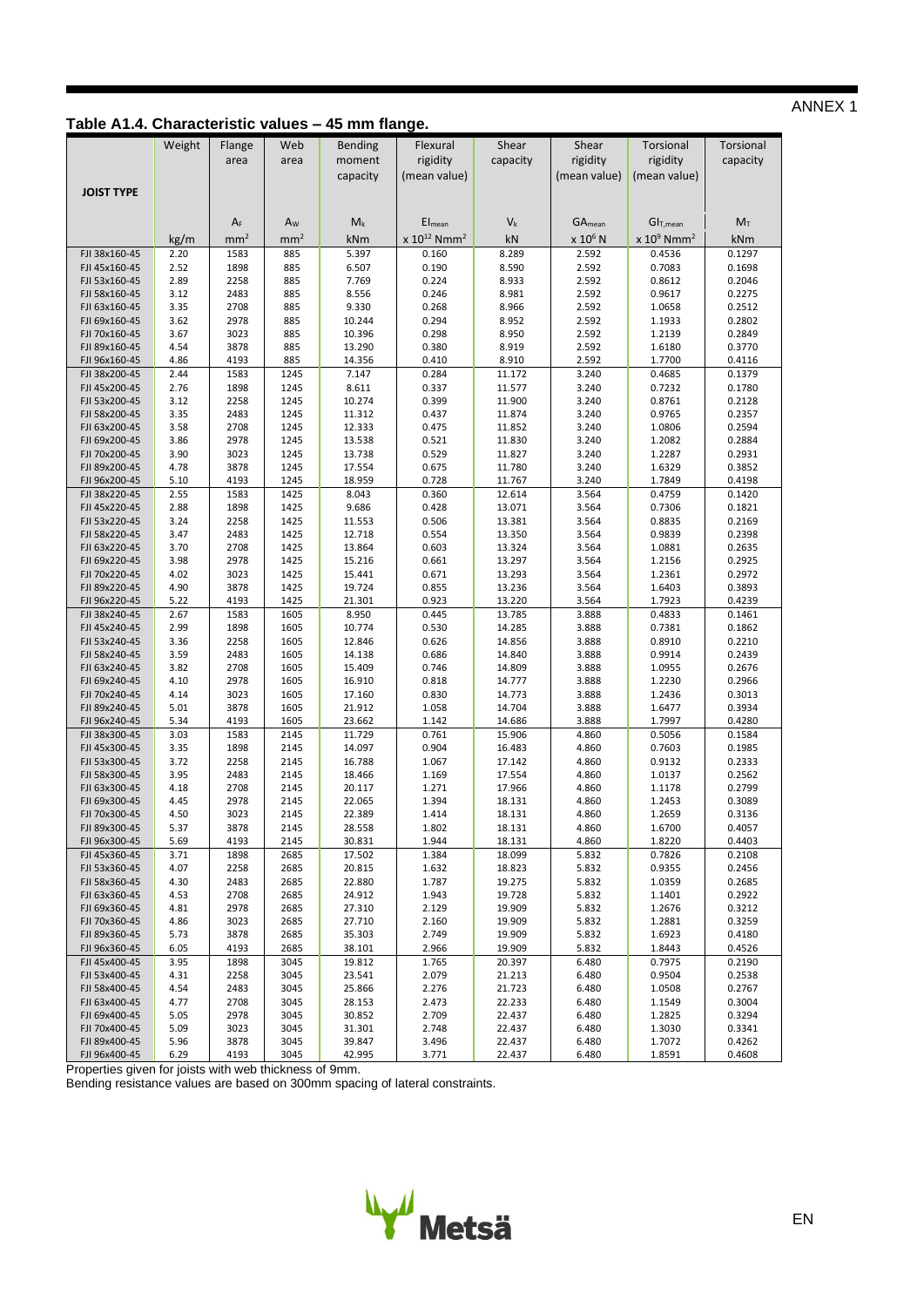ANNEX 1

## Table A1.4. Characteristic values – 45 mm flange.

| JOIST TYPE | Weight | Flange area | Web area | Bending moment capacity | Flexural rigidity (mean value) | Shear capacity | Shear rigidity (mean value) | Torsional rigidity (mean value) | Torsional capacity |
|---|---|---|---|---|---|---|---|---|---|
| | | $A_F$ | $A_W$ | $M_k$ | $EI_{mean}$ | $V_k$ | $GA_{mean}$ | $GI_{T,mean}$ | $M_T$ |
| | kg/m | mm² | mm² | kNm | $x\ 10^{12}$ Nmm² | kN | $x\ 10^6$ N | $x\ 10^9$ Nmm² | kNm |
| FJI 38x160-45 | 2.20 | 1583 | 885 | 5.397 | 0.160 | 8.289 | 2.592 | 0.4536 | 0.1297 |
| FJI 45x160-45 | 2.52 | 1898 | 885 | 6.507 | 0.190 | 8.590 | 2.592 | 0.7083 | 0.1698 |
| FJI 53x160-45 | 2.89 | 2258 | 885 | 7.769 | 0.224 | 8.933 | 2.592 | 0.8612 | 0.2046 |
| FJI 58x160-45 | 3.12 | 2483 | 885 | 8.556 | 0.246 | 8.981 | 2.592 | 0.9617 | 0.2275 |
| FJI 63x160-45 | 3.35 | 2708 | 885 | 9.330 | 0.268 | 8.966 | 2.592 | 1.0658 | 0.2512 |
| FJI 69x160-45 | 3.62 | 2978 | 885 | 10.244 | 0.294 | 8.952 | 2.592 | 1.1933 | 0.2802 |
| FJI 70x160-45 | 3.67 | 3023 | 885 | 10.396 | 0.298 | 8.950 | 2.592 | 1.2139 | 0.2849 |
| FJI 89x160-45 | 4.54 | 3878 | 885 | 13.290 | 0.380 | 8.919 | 2.592 | 1.6180 | 0.3770 |
| FJI 96x160-45 | 4.86 | 4193 | 885 | 14.356 | 0.410 | 8.910 | 2.592 | 1.7700 | 0.4116 |
| FJI 38x200-45 | 2.44 | 1583 | 1245 | 7.147 | 0.284 | 11.172 | 3.240 | 0.4685 | 0.1379 |
| FJI 45x200-45 | 2.76 | 1898 | 1245 | 8.611 | 0.337 | 11.577 | 3.240 | 0.7232 | 0.1780 |
| FJI 53x200-45 | 3.12 | 2258 | 1245 | 10.274 | 0.399 | 11.900 | 3.240 | 0.8761 | 0.2128 |
| FJI 58x200-45 | 3.35 | 2483 | 1245 | 11.312 | 0.437 | 11.874 | 3.240 | 0.9765 | 0.2357 |
| FJI 63x200-45 | 3.58 | 2708 | 1245 | 12.333 | 0.475 | 11.852 | 3.240 | 1.0806 | 0.2594 |
| FJI 69x200-45 | 3.86 | 2978 | 1245 | 13.538 | 0.521 | 11.830 | 3.240 | 1.2082 | 0.2884 |
| FJI 70x200-45 | 3.90 | 3023 | 1245 | 13.738 | 0.529 | 11.827 | 3.240 | 1.2287 | 0.2931 |
| FJI 89x200-45 | 4.78 | 3878 | 1245 | 17.554 | 0.675 | 11.780 | 3.240 | 1.6329 | 0.3852 |
| FJI 96x200-45 | 5.10 | 4193 | 1245 | 18.959 | 0.728 | 11.767 | 3.240 | 1.7849 | 0.4198 |
| FJI 38x220-45 | 2.55 | 1583 | 1425 | 8.043 | 0.360 | 12.614 | 3.564 | 0.4759 | 0.1420 |
| FJI 45x220-45 | 2.88 | 1898 | 1425 | 9.686 | 0.428 | 13.071 | 3.564 | 0.7306 | 0.1821 |
| FJI 53x220-45 | 3.24 | 2258 | 1425 | 11.553 | 0.506 | 13.381 | 3.564 | 0.8835 | 0.2169 |
| FJI 58x220-45 | 3.47 | 2483 | 1425 | 12.718 | 0.554 | 13.350 | 3.564 | 0.9839 | 0.2398 |
| FJI 63x220-45 | 3.70 | 2708 | 1425 | 13.864 | 0.603 | 13.324 | 3.564 | 1.0881 | 0.2635 |
| FJI 69x220-45 | 3.98 | 2978 | 1425 | 15.216 | 0.661 | 13.297 | 3.564 | 1.2156 | 0.2925 |
| FJI 70x220-45 | 4.02 | 3023 | 1425 | 15.441 | 0.671 | 13.293 | 3.564 | 1.2361 | 0.2972 |
| FJI 89x220-45 | 4.90 | 3878 | 1425 | 19.724 | 0.855 | 13.236 | 3.564 | 1.6403 | 0.3893 |
| FJI 96x220-45 | 5.22 | 4193 | 1425 | 21.301 | 0.923 | 13.220 | 3.564 | 1.7923 | 0.4239 |
| FJI 38x240-45 | 2.67 | 1583 | 1605 | 8.950 | 0.445 | 13.785 | 3.888 | 0.4833 | 0.1461 |
| FJI 45x240-45 | 2.99 | 1898 | 1605 | 10.774 | 0.530 | 14.285 | 3.888 | 0.7381 | 0.1862 |
| FJI 53x240-45 | 3.36 | 2258 | 1605 | 12.846 | 0.626 | 14.856 | 3.888 | 0.8910 | 0.2210 |
| FJI 58x240-45 | 3.59 | 2483 | 1605 | 14.138 | 0.686 | 14.840 | 3.888 | 0.9914 | 0.2439 |
| FJI 63x240-45 | 3.82 | 2708 | 1605 | 15.409 | 0.746 | 14.809 | 3.888 | 1.0955 | 0.2676 |
| FJI 69x240-45 | 4.10 | 2978 | 1605 | 16.910 | 0.818 | 14.777 | 3.888 | 1.2230 | 0.2966 |
| FJI 70x240-45 | 4.14 | 3023 | 1605 | 17.160 | 0.830 | 14.773 | 3.888 | 1.2436 | 0.3013 |
| FJI 89x240-45 | 5.01 | 3878 | 1605 | 21.912 | 1.058 | 14.704 | 3.888 | 1.6477 | 0.3934 |
| FJI 96x240-45 | 5.34 | 4193 | 1605 | 23.662 | 1.142 | 14.686 | 3.888 | 1.7997 | 0.4280 |
| FJI 38x300-45 | 3.03 | 1583 | 2145 | 11.729 | 0.761 | 15.906 | 4.860 | 0.5056 | 0.1584 |
| FJI 45x300-45 | 3.35 | 1898 | 2145 | 14.097 | 0.904 | 16.483 | 4.860 | 0.7603 | 0.1985 |
| FJI 53x300-45 | 3.72 | 2258 | 2145 | 16.788 | 1.067 | 17.142 | 4.860 | 0.9132 | 0.2333 |
| FJI 58x300-45 | 3.95 | 2483 | 2145 | 18.466 | 1.169 | 17.554 | 4.860 | 1.0137 | 0.2562 |
| FJI 63x300-45 | 4.18 | 2708 | 2145 | 20.117 | 1.271 | 17.966 | 4.860 | 1.1178 | 0.2799 |
| FJI 69x300-45 | 4.45 | 2978 | 2145 | 22.065 | 1.394 | 18.131 | 4.860 | 1.2453 | 0.3089 |
| FJI 70x300-45 | 4.50 | 3023 | 2145 | 22.389 | 1.414 | 18.131 | 4.860 | 1.2659 | 0.3136 |
| FJI 89x300-45 | 5.37 | 3878 | 2145 | 28.558 | 1.802 | 18.131 | 4.860 | 1.6700 | 0.4057 |
| FJI 96x300-45 | 5.69 | 4193 | 2145 | 30.831 | 1.944 | 18.131 | 4.860 | 1.8220 | 0.4403 |
| FJI 45x360-45 | 3.71 | 1898 | 2685 | 17.502 | 1.384 | 18.099 | 5.832 | 0.7826 | 0.2108 |
| FJI 53x360-45 | 4.07 | 2258 | 2685 | 20.815 | 1.632 | 18.823 | 5.832 | 0.9355 | 0.2456 |
| FJI 58x360-45 | 4.30 | 2483 | 2685 | 22.880 | 1.787 | 19.275 | 5.832 | 1.0359 | 0.2685 |
| FJI 63x360-45 | 4.53 | 2708 | 2685 | 24.912 | 1.943 | 19.728 | 5.832 | 1.1401 | 0.2922 |
| FJI 69x360-45 | 4.81 | 2978 | 2685 | 27.310 | 2.129 | 19.909 | 5.832 | 1.2676 | 0.3212 |
| FJI 70x360-45 | 4.86 | 3023 | 2685 | 27.710 | 2.160 | 19.909 | 5.832 | 1.2881 | 0.3259 |
| FJI 89x360-45 | 5.73 | 3878 | 2685 | 35.303 | 2.749 | 19.909 | 5.832 | 1.6923 | 0.4180 |
| FJI 96x360-45 | 6.05 | 4193 | 2685 | 38.101 | 2.966 | 19.909 | 5.832 | 1.8443 | 0.4526 |
| FJI 45x400-45 | 3.95 | 1898 | 3045 | 19.812 | 1.765 | 20.397 | 6.480 | 0.7975 | 0.2190 |
| FJI 53x400-45 | 4.31 | 2258 | 3045 | 23.541 | 2.079 | 21.213 | 6.480 | 0.9504 | 0.2538 |
| FJI 58x400-45 | 4.54 | 2483 | 3045 | 25.866 | 2.276 | 21.723 | 6.480 | 1.0508 | 0.2767 |
| FJI 63x400-45 | 4.77 | 2708 | 3045 | 28.153 | 2.473 | 22.233 | 6.480 | 1.1549 | 0.3004 |
| FJI 69x400-45 | 5.05 | 2978 | 3045 | 30.852 | 2.709 | 22.437 | 6.480 | 1.2825 | 0.3294 |
| FJI 70x400-45 | 5.09 | 3023 | 3045 | 31.301 | 2.748 | 22.437 | 6.480 | 1.3030 | 0.3341 |
| FJI 89x400-45 | 5.96 | 3878 | 3045 | 39.847 | 3.496 | 22.437 | 6.480 | 1.7072 | 0.4262 |
| FJI 96x400-45 | 6.29 | 4193 | 3045 | 42.995 | 3.771 | 22.437 | 6.480 | 1.8591 | 0.4608 |

Properties given for joists with web thickness of 9mm.

Bending resistance values are based on 300mm spacing of lateral constraints.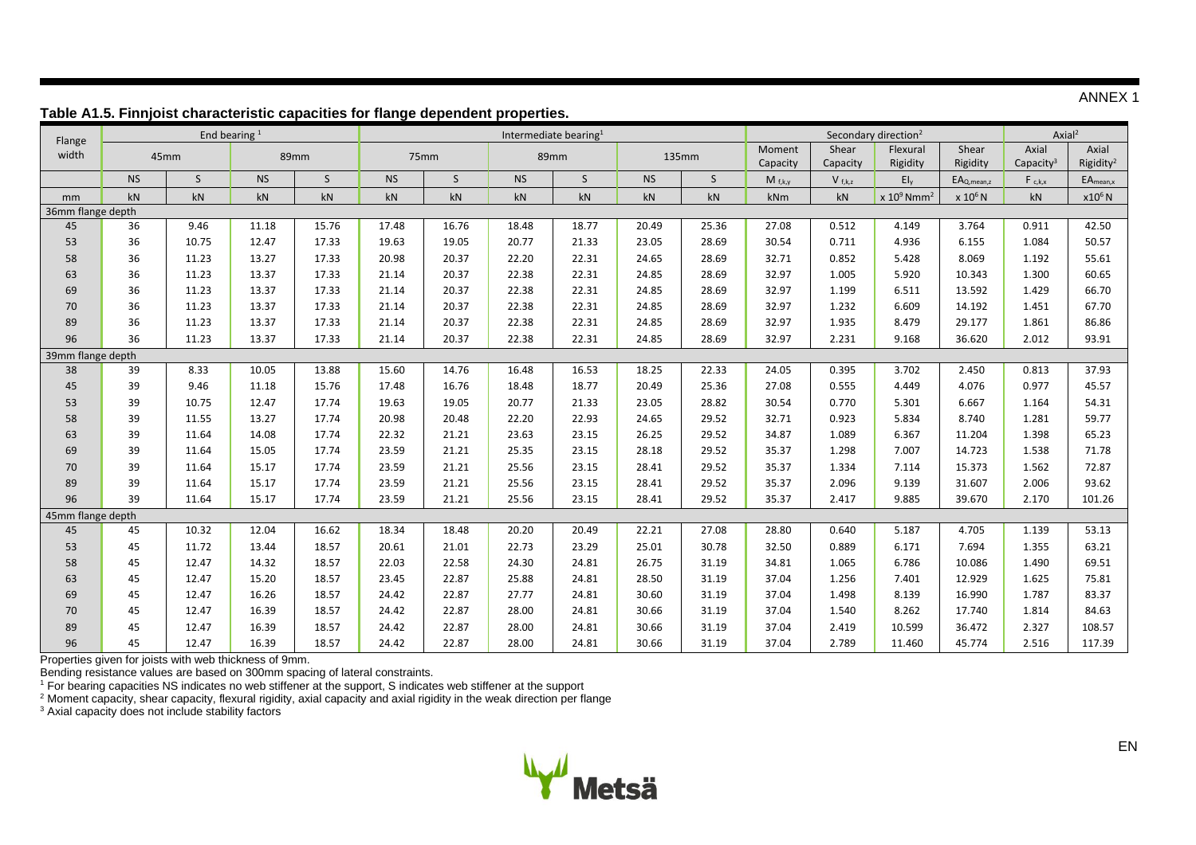ANNEX 1

**Table A1.5. Finnjoist characteristic capacities for flange dependent properties.**

| Flange width | End bearing[1] | | | | Intermediate bearing[1] | | | | | | Secondary direction[2] | | | | Axial[2] | |
|---|---|---|---|---|---|---|---|---|---|---|---|---|---|---|---|---|
| | 45mm | | 89mm | | 75mm | | 89mm | | 135mm | | Moment Capacity | Shear Capacity | Flexural Rigidity | Shear Rigidity | Axial Capacity[3] | Axial Rigidity[2] |
| | NS | S | NS | S | NS | S | NS | S | NS | S | $M_{f,k,y}$ | $V_{f,k,z}$ | $EI_y$ | $EA_{Q,mean,z}$ | $F_{c,k,x}$ | $EA_{mean,x}$ |
| mm | kN | kN | kN | kN | kN | kN | kN | kN | kN | kN | kNm | kN | $\times 10^9$ Nmm$^2$ | $\times 10^6$ N | kN | $\times 10^6$ N |
| **36mm flange depth** | | | | | | | | | | | | | | | | |
| 45 | 36 | 9.46 | 11.18 | 15.76 | 17.48 | 16.76 | 18.48 | 18.77 | 20.49 | 25.36 | 27.08 | 0.512 | 4.149 | 3.764 | 0.911 | 42.50 |
| 53 | 36 | 10.75 | 12.47 | 17.33 | 19.63 | 19.05 | 20.77 | 21.33 | 23.05 | 28.69 | 30.54 | 0.711 | 4.936 | 6.155 | 1.084 | 50.57 |
| 58 | 36 | 11.23 | 13.27 | 17.33 | 20.98 | 20.37 | 22.20 | 22.31 | 24.65 | 28.69 | 32.71 | 0.852 | 5.428 | 8.069 | 1.192 | 55.61 |
| 63 | 36 | 11.23 | 13.37 | 17.33 | 21.14 | 20.37 | 22.38 | 22.31 | 24.85 | 28.69 | 32.97 | 1.005 | 5.920 | 10.343 | 1.300 | 60.65 |
| 69 | 36 | 11.23 | 13.37 | 17.33 | 21.14 | 20.37 | 22.38 | 22.31 | 24.85 | 28.69 | 32.97 | 1.199 | 6.511 | 13.592 | 1.429 | 66.70 |
| 70 | 36 | 11.23 | 13.37 | 17.33 | 21.14 | 20.37 | 22.38 | 22.31 | 24.85 | 28.69 | 32.97 | 1.232 | 6.609 | 14.192 | 1.451 | 67.70 |
| 89 | 36 | 11.23 | 13.37 | 17.33 | 21.14 | 20.37 | 22.38 | 22.31 | 24.85 | 28.69 | 32.97 | 1.935 | 8.479 | 29.177 | 1.861 | 86.86 |
| 96 | 36 | 11.23 | 13.37 | 17.33 | 21.14 | 20.37 | 22.38 | 22.31 | 24.85 | 28.69 | 32.97 | 2.231 | 9.168 | 36.620 | 2.012 | 93.91 |
| **39mm flange depth** | | | | | | | | | | | | | | | | |
| 38 | 39 | 8.33 | 10.05 | 13.88 | 15.60 | 14.76 | 16.48 | 16.53 | 18.25 | 22.33 | 24.05 | 0.395 | 3.702 | 2.450 | 0.813 | 37.93 |
| 45 | 39 | 9.46 | 11.18 | 15.76 | 17.48 | 16.76 | 18.48 | 18.77 | 20.49 | 25.36 | 27.08 | 0.555 | 4.449 | 4.076 | 0.977 | 45.57 |
| 53 | 39 | 10.75 | 12.47 | 17.74 | 19.63 | 19.05 | 20.77 | 21.33 | 23.05 | 28.82 | 30.54 | 0.770 | 5.301 | 6.667 | 1.164 | 54.31 |
| 58 | 39 | 11.55 | 13.27 | 17.74 | 20.98 | 20.48 | 22.20 | 22.93 | 24.65 | 29.52 | 32.71 | 0.923 | 5.834 | 8.740 | 1.281 | 59.77 |
| 63 | 39 | 11.64 | 14.08 | 17.74 | 22.32 | 21.21 | 23.63 | 23.15 | 26.25 | 29.52 | 34.87 | 1.089 | 6.367 | 11.204 | 1.398 | 65.23 |
| 69 | 39 | 11.64 | 15.05 | 17.74 | 23.59 | 21.21 | 25.35 | 23.15 | 28.18 | 29.52 | 35.37 | 1.298 | 7.007 | 14.723 | 1.538 | 71.78 |
| 70 | 39 | 11.64 | 15.17 | 17.74 | 23.59 | 21.21 | 25.56 | 23.15 | 28.41 | 29.52 | 35.37 | 1.334 | 7.114 | 15.373 | 1.562 | 72.87 |
| 89 | 39 | 11.64 | 15.17 | 17.74 | 23.59 | 21.21 | 25.56 | 23.15 | 28.41 | 29.52 | 35.37 | 2.096 | 9.139 | 31.607 | 2.006 | 93.62 |
| 96 | 39 | 11.64 | 15.17 | 17.74 | 23.59 | 21.21 | 25.56 | 23.15 | 28.41 | 29.52 | 35.37 | 2.417 | 9.885 | 39.670 | 2.170 | 101.26 |
| **45mm flange depth** | | | | | | | | | | | | | | | | |
| 45 | 45 | 10.32 | 12.04 | 16.62 | 18.34 | 18.48 | 20.20 | 20.49 | 22.21 | 27.08 | 28.80 | 0.640 | 5.187 | 4.705 | 1.139 | 53.13 |
| 53 | 45 | 11.72 | 13.44 | 18.57 | 20.61 | 21.01 | 22.73 | 23.29 | 25.01 | 30.78 | 32.50 | 0.889 | 6.171 | 7.694 | 1.355 | 63.21 |
| 58 | 45 | 12.47 | 14.32 | 18.57 | 22.03 | 22.58 | 24.30 | 24.81 | 26.75 | 31.19 | 34.81 | 1.065 | 6.786 | 10.086 | 1.490 | 69.51 |
| 63 | 45 | 12.47 | 15.20 | 18.57 | 23.45 | 22.87 | 25.88 | 24.81 | 28.50 | 31.19 | 37.04 | 1.256 | 7.401 | 12.929 | 1.625 | 75.81 |
| 69 | 45 | 12.47 | 16.26 | 18.57 | 24.42 | 22.87 | 27.77 | 24.81 | 30.60 | 31.19 | 37.04 | 1.498 | 8.139 | 16.990 | 1.787 | 83.37 |
| 70 | 45 | 12.47 | 16.39 | 18.57 | 24.42 | 22.87 | 28.00 | 24.81 | 30.66 | 31.19 | 37.04 | 1.540 | 8.262 | 17.740 | 1.814 | 84.63 |
| 89 | 45 | 12.47 | 16.39 | 18.57 | 24.42 | 22.87 | 28.00 | 24.81 | 30.66 | 31.19 | 37.04 | 2.419 | 10.599 | 36.472 | 2.327 | 108.57 |
| 96 | 45 | 12.47 | 16.39 | 18.57 | 24.42 | 22.87 | 28.00 | 24.81 | 30.66 | 31.19 | 37.04 | 2.789 | 11.460 | 45.774 | 2.516 | 117.39 |

Properties given for joists with web thickness of 9mm.

Bending resistance values are based on 300mm spacing of lateral constraints.

[1] For bearing capacities NS indicates no web stiffener at the support, S indicates web stiffener at the support

[2] Moment capacity, shear capacity, flexural rigidity, axial capacity and axial rigidity in the weak direction per flange

[3] Axial capacity does not include stability factors

Metsä

EN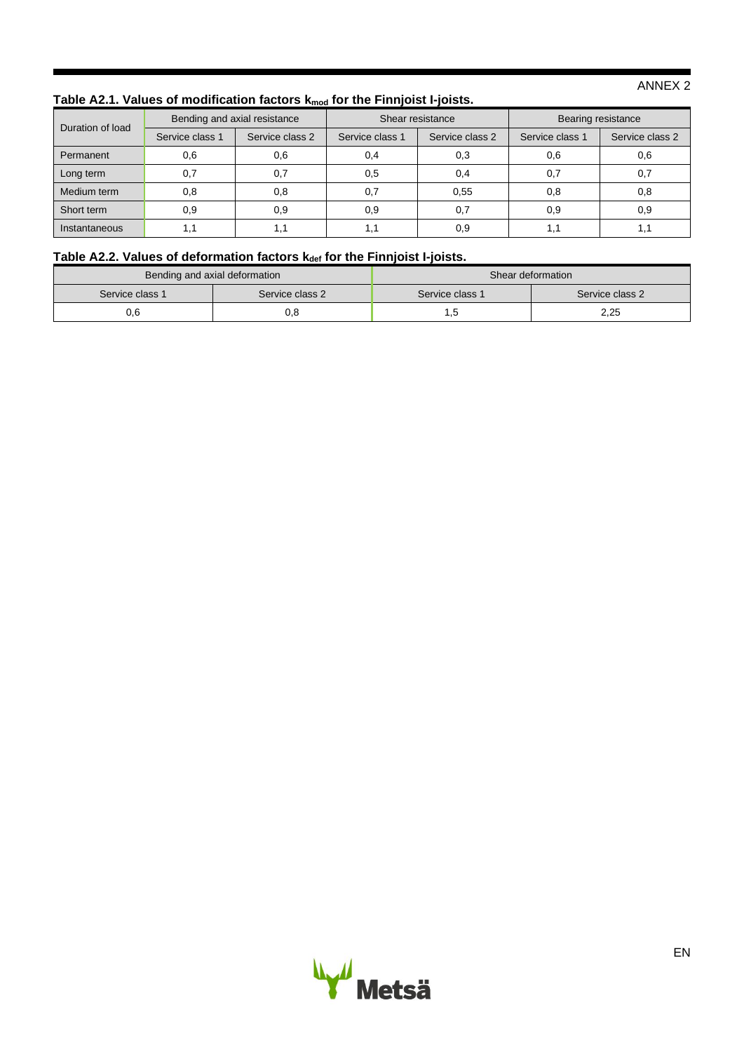ANNEX 2

### Table A2.1. Values of modification factors $k_{mod}$ for the Finnjoist I-joists.

| Duration of load | Bending and axial resistance | | Shear resistance | | Bearing resistance | |
|---|---|---|---|---|---|---|
| | Service class 1 | Service class 2 | Service class 1 | Service class 2 | Service class 1 | Service class 2 |
| Permanent | 0,6 | 0,6 | 0,4 | 0,3 | 0,6 | 0,6 |
| Long term | 0,7 | 0,7 | 0,5 | 0,4 | 0,7 | 0,7 |
| Medium term | 0,8 | 0,8 | 0,7 | 0,55 | 0,8 | 0,8 |
| Short term | 0,9 | 0,9 | 0,9 | 0,7 | 0,9 | 0,9 |
| Instantaneous | 1,1 | 1,1 | 1,1 | 0,9 | 1,1 | 1,1 |

### Table A2.2. Values of deformation factors $k_{def}$ for the Finnjoist I-joists.

| Bending and axial deformation | | Shear deformation | |
|---|---|---|---|
| Service class 1 | Service class 2 | Service class 1 | Service class 2 |
| 0,6 | 0,8 | 1,5 | 2,25 |

EN